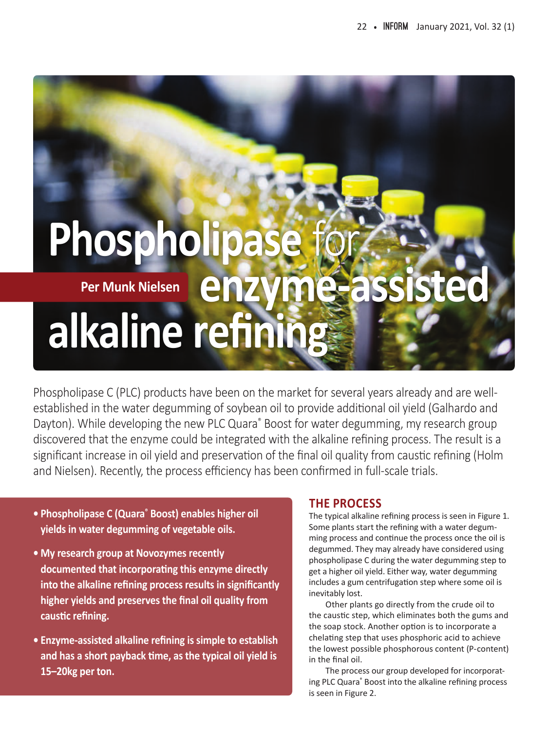# Phospholipase for enzyme-assisted alkaline refining

**Per Munk Nielsen**

Phospholipase C (PLC) products have been on the market for several years already and are well-established in the water degumming of soybean oil to provide additional oil yield (Galhardo and Dayton). While developing the new PLC Quara® Boost for water degumming, my research group discovered that the enzyme could be integrated with the alkaline refining process. The result is a significant increase in oil yield and preservation of the final oil quality from caustic refining (Holm and Nielsen). Recently, the process efficiency has been confirmed in full-scale trials.

- **Phospholipase C (Quara® Boost) enables higher oil yields in water degumming of vegetable oils.**
- **My research group at Novozymes recently documented that incorporating this enzyme directly into the alkaline refining process results in significantly higher yields and preserves the final oil quality from caustic refining.**
- **Enzyme-assisted alkaline refining is simple to establish and has a short payback time, as the typical oil yield is 15–20kg per ton.**

## THE PROCESS

The typical alkaline refining process is seen in Figure 1. Some plants start the refining with a water degumming process and continue the process once the oil is degummed. They may already have considered using phospholipase C during the water degumming step to get a higher oil yield. Either way, water degumming includes a gum centrifugation step where some oil is inevitably lost.

Other plants go directly from the crude oil to the caustic step, which eliminates both the gums and the soap stock. Another option is to incorporate a chelating step that uses phosphoric acid to achieve the lowest possible phosphorous content (P-content) in the final oil.

The process our group developed for incorporating PLC Quara® Boost into the alkaline refining process is seen in Figure 2.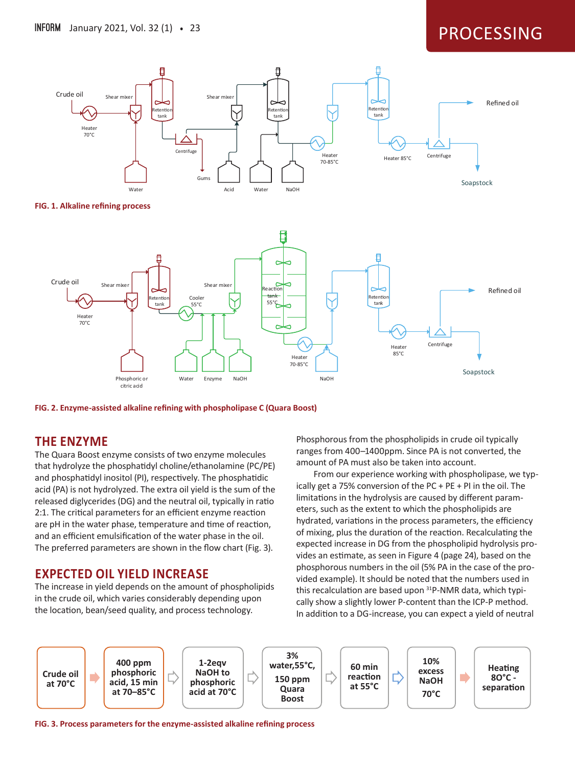Crude oil
Shear mixer
Heater 70°C
Retention tank
Centrifuge
Gums
Water
Shear mixer
Retention tank
Acid
Water
NaOH
Heater 70-85°C
Retention tank
Heater 85°C
Centrifuge
Refined oil
Soapstock

FIG. 1. Alkaline refining process

Crude oil
Shear mixer
Heater 70°C
Retention tank
Phosphoric or citric acid
Cooler 55°C
Shear mixer
Water
Enzyme
NaOH
Reaction tank 55°C
Heater 70-85°C
NaOH
Retention tank
Heater 85°C
Centrifuge
Refined oil
Soapstock

FIG. 2. Enzyme-assisted alkaline refining with phospholipase C (Quara Boost)

## THE ENZYME

The Quara Boost enzyme consists of two enzyme molecules that hydrolyze the phosphatidyl choline/ethanolamine (PC/PE) and phosphatidyl inositol (PI), respectively. The phosphatidic acid (PA) is not hydrolyzed. The extra oil yield is the sum of the released diglycerides (DG) and the neutral oil, typically in ratio 2:1. The critical parameters for an efficient enzyme reaction are pH in the water phase, temperature and time of reaction, and an efficient emulsification of the water phase in the oil. The preferred parameters are shown in the flow chart (Fig. 3).

## EXPECTED OIL YIELD INCREASE

The increase in yield depends on the amount of phospholipids in the crude oil, which varies considerably depending upon the location, bean/seed quality, and process technology. Phosphorous from the phospholipids in crude oil typically ranges from 400–1400ppm. Since PA is not converted, the amount of PA must also be taken into account.

From our experience working with phospholipase, we typically get a 75% conversion of the PC + PE + PI in the oil. The limitations in the hydrolysis are caused by different parameters, such as the extent to which the phospholipids are hydrated, variations in the process parameters, the efficiency of mixing, plus the duration of the reaction. Recalculating the expected increase in DG from the phospholipid hydrolysis provides an estimate, as seen in Figure 4 (page 24), based on the phosphorous numbers in the oil (5% PA in the case of the provided example). It should be noted that the numbers used in this recalculation are based upon $^{31}$P-NMR data, which typically show a slightly lower P-content than the ICP-P method. In addition to a DG-increase, you can expect a yield of neutral

Crude oil at 70°C
400 ppm phosphoric acid, 15 min at 70–85°C
1-2eqv NaOH to phosphoric acid at 70°C
3% water,55°C, 150 ppm Quara Boost
60 min reaction at 55°C
10% excess NaOH 70°C
Heating 80°C - separation

FIG. 3. Process parameters for the enzyme-assisted alkaline refining process